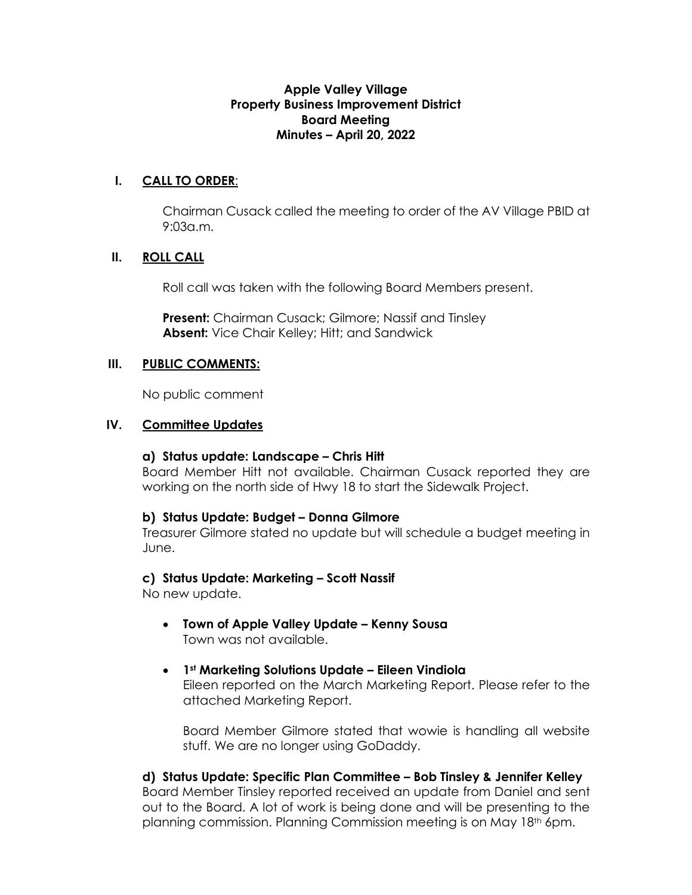**Apple Valley Village**
**Property Business Improvement District**
**Board Meeting**
**Minutes – April 20, 2022**

## I. CALL TO ORDER:

Chairman Cusack called the meeting to order of the AV Village PBID at 9:03a.m.

## II. ROLL CALL

Roll call was taken with the following Board Members present.

**Present:** Chairman Cusack; Gilmore; Nassif and Tinsley
**Absent:** Vice Chair Kelley; Hitt; and Sandwick

## III. PUBLIC COMMENTS:

No public comment

## IV. Committee Updates

### a) Status update: Landscape – Chris Hitt

Board Member Hitt not available. Chairman Cusack reported they are working on the north side of Hwy 18 to start the Sidewalk Project.

### b) Status Update: Budget – Donna Gilmore

Treasurer Gilmore stated no update but will schedule a budget meeting in June.

### c) Status Update: Marketing – Scott Nassif

No new update.

- **Town of Apple Valley Update – Kenny Sousa**
  Town was not available.

- **1st Marketing Solutions Update – Eileen Vindiola**
  Eileen reported on the March Marketing Report. Please refer to the attached Marketing Report.

  Board Member Gilmore stated that wowie is handling all website stuff. We are no longer using GoDaddy.

### d) Status Update: Specific Plan Committee – Bob Tinsley & Jennifer Kelley

Board Member Tinsley reported received an update from Daniel and sent out to the Board. A lot of work is being done and will be presenting to the planning commission. Planning Commission meeting is on May 18th 6pm.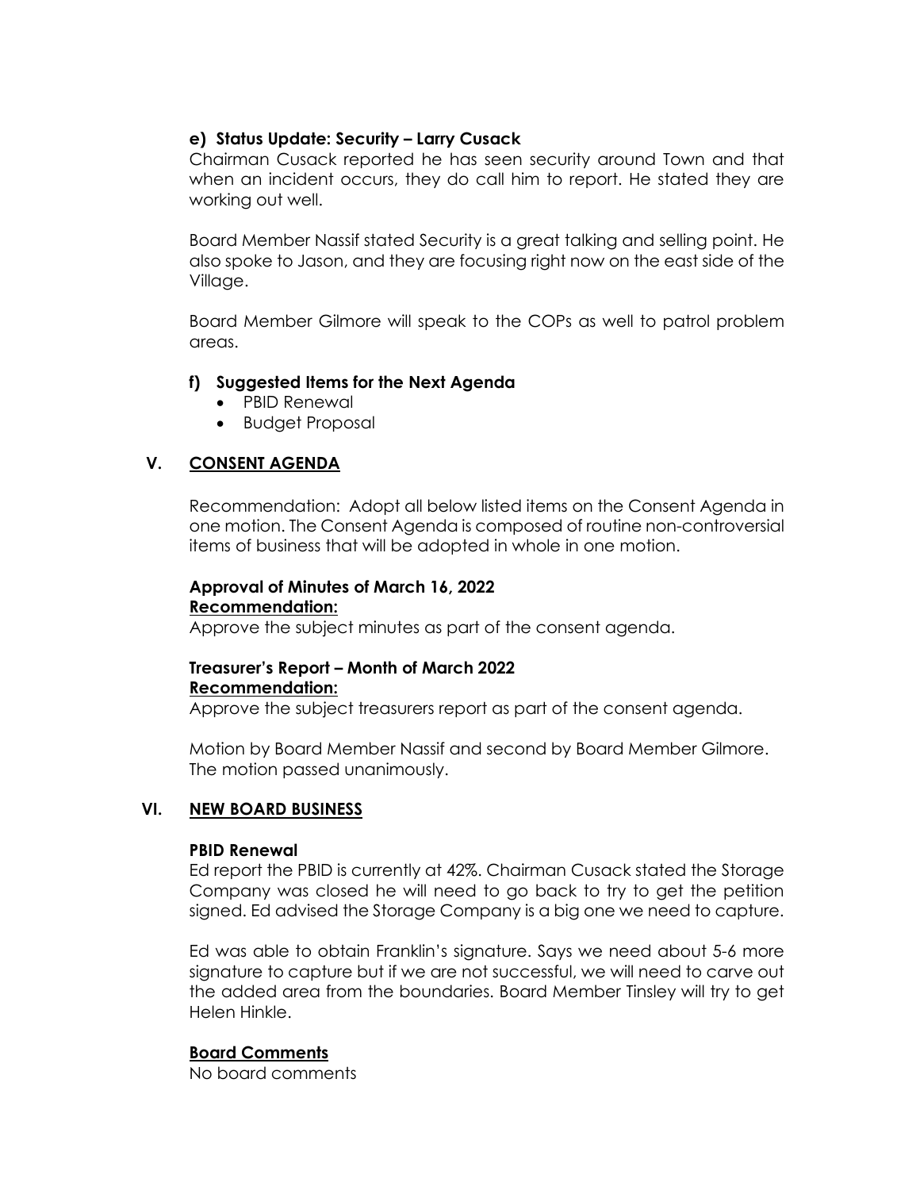**e) Status Update: Security – Larry Cusack**

Chairman Cusack reported he has seen security around Town and that when an incident occurs, they do call him to report. He stated they are working out well.

Board Member Nassif stated Security is a great talking and selling point. He also spoke to Jason, and they are focusing right now on the east side of the Village.

Board Member Gilmore will speak to the COPs as well to patrol problem areas.

**f) Suggested Items for the Next Agenda**

- PBID Renewal
- Budget Proposal

## V. <u>CONSENT AGENDA</u>

Recommendation: Adopt all below listed items on the Consent Agenda in one motion. The Consent Agenda is composed of routine non-controversial items of business that will be adopted in whole in one motion.

**Approval of Minutes of March 16, 2022**
**<u>Recommendation:</u>**
Approve the subject minutes as part of the consent agenda.

**Treasurer's Report – Month of March 2022**
**<u>Recommendation:</u>**
Approve the subject treasurers report as part of the consent agenda.

Motion by Board Member Nassif and second by Board Member Gilmore. The motion passed unanimously.

## VI. <u>NEW BOARD BUSINESS</u>

**PBID Renewal**

Ed report the PBID is currently at 42%. Chairman Cusack stated the Storage Company was closed he will need to go back to try to get the petition signed. Ed advised the Storage Company is a big one we need to capture.

Ed was able to obtain Franklin's signature. Says we need about 5-6 more signature to capture but if we are not successful, we will need to carve out the added area from the boundaries. Board Member Tinsley will try to get Helen Hinkle.

**<u>Board Comments</u>**

No board comments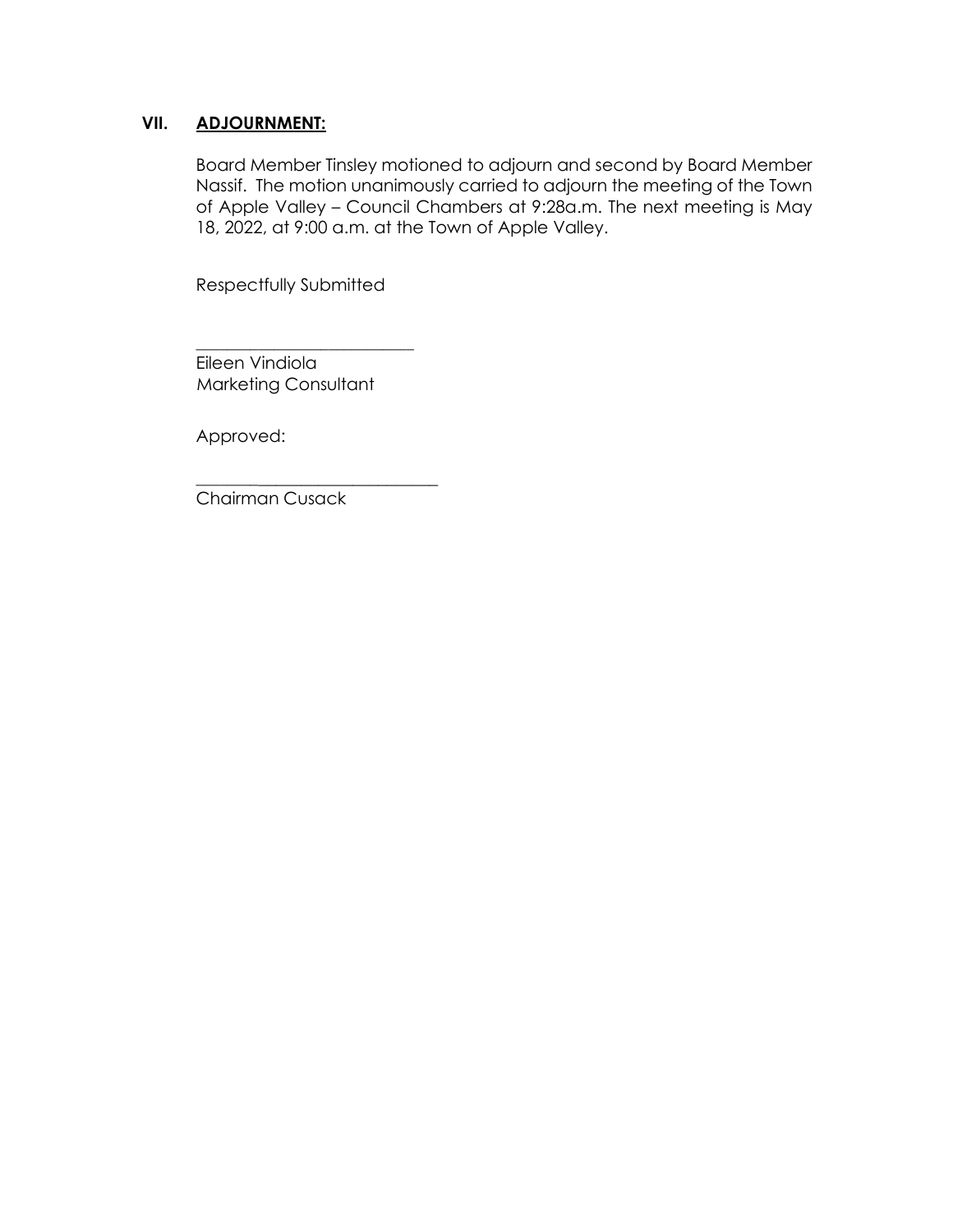## VII. ADJOURNMENT:

Board Member Tinsley motioned to adjourn and second by Board Member Nassif. The motion unanimously carried to adjourn the meeting of the Town of Apple Valley – Council Chambers at 9:28a.m. The next meeting is May 18, 2022, at 9:00 a.m. at the Town of Apple Valley.

Respectfully Submitted

___________________________

Eileen Vindiola
Marketing Consultant

Approved:

______________________________

Chairman Cusack